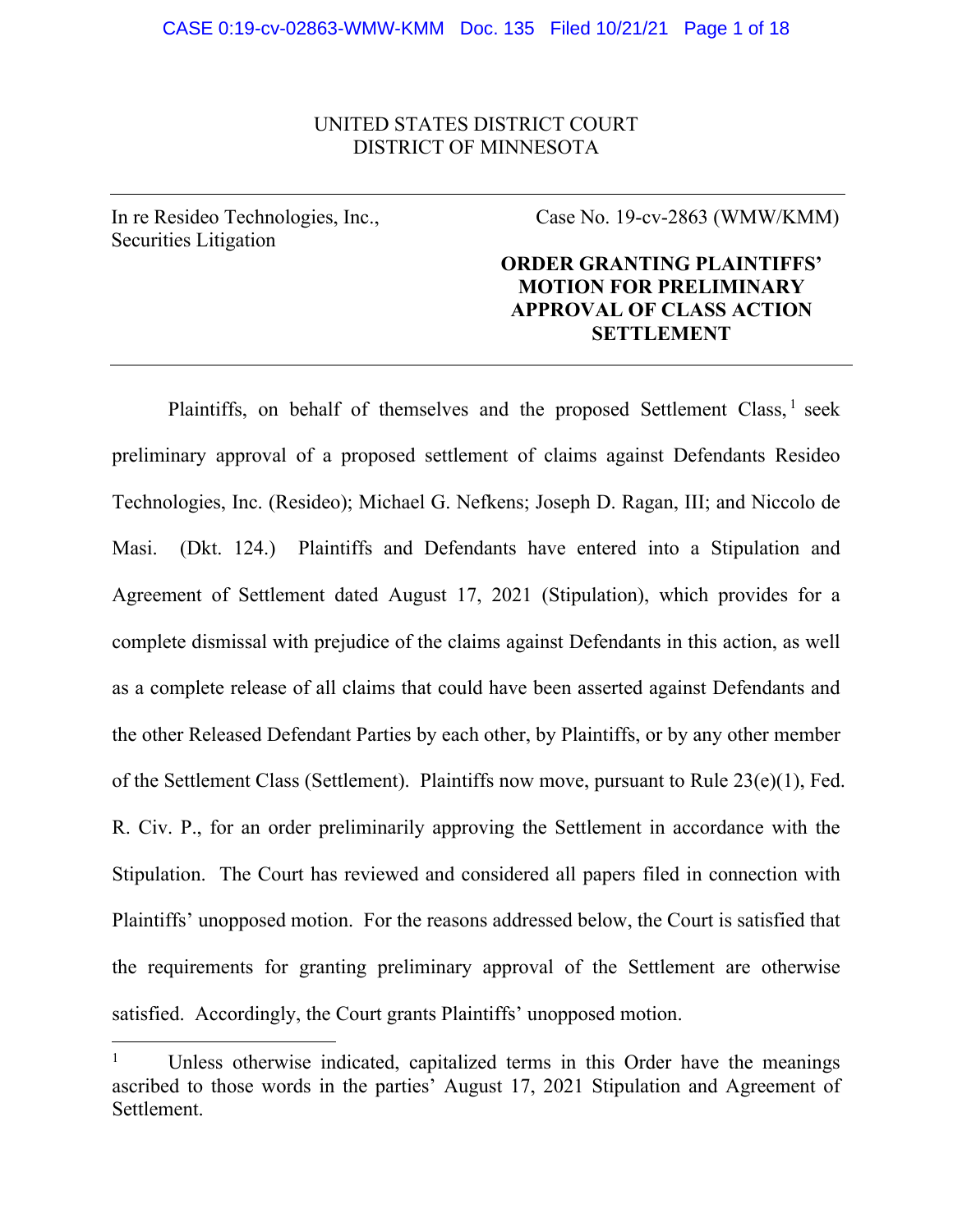UNITED STATES DISTRICT COURT
DISTRICT OF MINNESOTA

In re Resideo Technologies, Inc., Securities Litigation

Case No. 19-cv-2863 (WMW/KMM)

**ORDER GRANTING PLAINTIFFS' MOTION FOR PRELIMINARY APPROVAL OF CLASS ACTION SETTLEMENT**

Plaintiffs, on behalf of themselves and the proposed Settlement Class,[1] seek preliminary approval of a proposed settlement of claims against Defendants Resideo Technologies, Inc. (Resideo); Michael G. Nefkens; Joseph D. Ragan, III; and Niccolo de Masi. (Dkt. 124.) Plaintiffs and Defendants have entered into a Stipulation and Agreement of Settlement dated August 17, 2021 (Stipulation), which provides for a complete dismissal with prejudice of the claims against Defendants in this action, as well as a complete release of all claims that could have been asserted against Defendants and the other Released Defendant Parties by each other, by Plaintiffs, or by any other member of the Settlement Class (Settlement). Plaintiffs now move, pursuant to Rule 23(e)(1), Fed. R. Civ. P., for an order preliminarily approving the Settlement in accordance with the Stipulation. The Court has reviewed and considered all papers filed in connection with Plaintiffs' unopposed motion. For the reasons addressed below, the Court is satisfied that the requirements for granting preliminary approval of the Settlement are otherwise satisfied. Accordingly, the Court grants Plaintiffs' unopposed motion.

[1] Unless otherwise indicated, capitalized terms in this Order have the meanings ascribed to those words in the parties' August 17, 2021 Stipulation and Agreement of Settlement.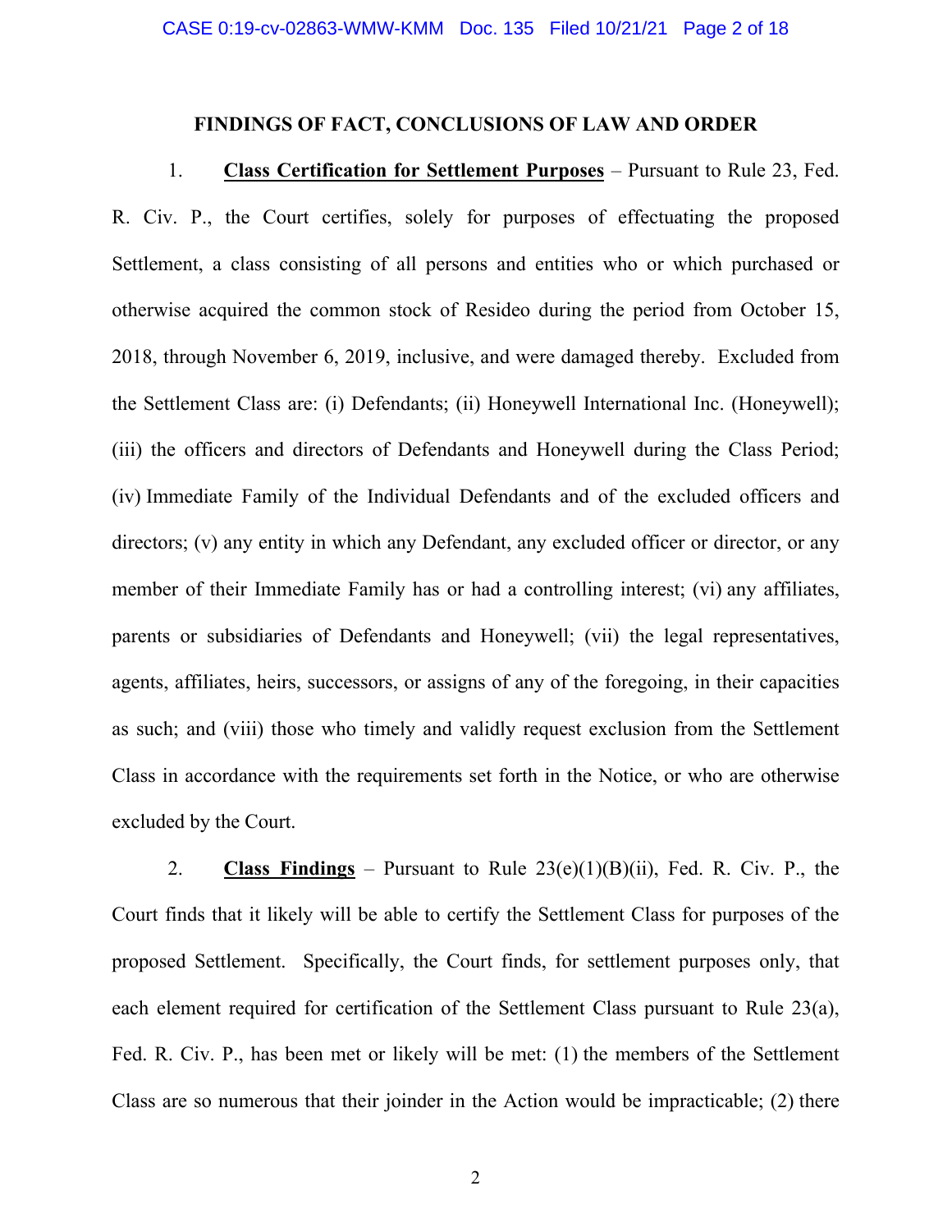## FINDINGS OF FACT, CONCLUSIONS OF LAW AND ORDER

1. **Class Certification for Settlement Purposes** – Pursuant to Rule 23, Fed. R. Civ. P., the Court certifies, solely for purposes of effectuating the proposed Settlement, a class consisting of all persons and entities who or which purchased or otherwise acquired the common stock of Resideo during the period from October 15, 2018, through November 6, 2019, inclusive, and were damaged thereby. Excluded from the Settlement Class are: (i) Defendants; (ii) Honeywell International Inc. (Honeywell); (iii) the officers and directors of Defendants and Honeywell during the Class Period; (iv) Immediate Family of the Individual Defendants and of the excluded officers and directors; (v) any entity in which any Defendant, any excluded officer or director, or any member of their Immediate Family has or had a controlling interest; (vi) any affiliates, parents or subsidiaries of Defendants and Honeywell; (vii) the legal representatives, agents, affiliates, heirs, successors, or assigns of any of the foregoing, in their capacities as such; and (viii) those who timely and validly request exclusion from the Settlement Class in accordance with the requirements set forth in the Notice, or who are otherwise excluded by the Court.

2. **Class Findings** – Pursuant to Rule 23(e)(1)(B)(ii), Fed. R. Civ. P., the Court finds that it likely will be able to certify the Settlement Class for purposes of the proposed Settlement. Specifically, the Court finds, for settlement purposes only, that each element required for certification of the Settlement Class pursuant to Rule 23(a), Fed. R. Civ. P., has been met or likely will be met: (1) the members of the Settlement Class are so numerous that their joinder in the Action would be impracticable; (2) there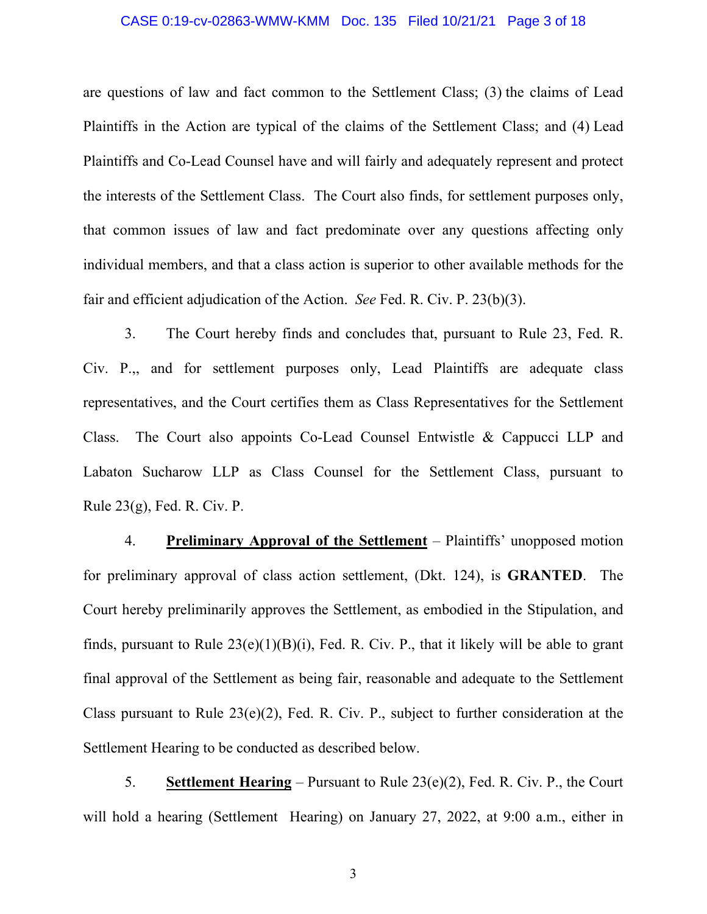are questions of law and fact common to the Settlement Class; (3) the claims of Lead Plaintiffs in the Action are typical of the claims of the Settlement Class; and (4) Lead Plaintiffs and Co-Lead Counsel have and will fairly and adequately represent and protect the interests of the Settlement Class. The Court also finds, for settlement purposes only, that common issues of law and fact predominate over any questions affecting only individual members, and that a class action is superior to other available methods for the fair and efficient adjudication of the Action. *See* Fed. R. Civ. P. 23(b)(3).

3. The Court hereby finds and concludes that, pursuant to Rule 23, Fed. R. Civ. P.,, and for settlement purposes only, Lead Plaintiffs are adequate class representatives, and the Court certifies them as Class Representatives for the Settlement Class. The Court also appoints Co-Lead Counsel Entwistle & Cappucci LLP and Labaton Sucharow LLP as Class Counsel for the Settlement Class, pursuant to Rule 23(g), Fed. R. Civ. P.

4. **Preliminary Approval of the Settlement** – Plaintiffs' unopposed motion for preliminary approval of class action settlement, (Dkt. 124), is **GRANTED**. The Court hereby preliminarily approves the Settlement, as embodied in the Stipulation, and finds, pursuant to Rule 23(e)(1)(B)(i), Fed. R. Civ. P., that it likely will be able to grant final approval of the Settlement as being fair, reasonable and adequate to the Settlement Class pursuant to Rule 23(e)(2), Fed. R. Civ. P., subject to further consideration at the Settlement Hearing to be conducted as described below.

5. **Settlement Hearing** – Pursuant to Rule 23(e)(2), Fed. R. Civ. P., the Court will hold a hearing (Settlement Hearing) on January 27, 2022, at 9:00 a.m., either in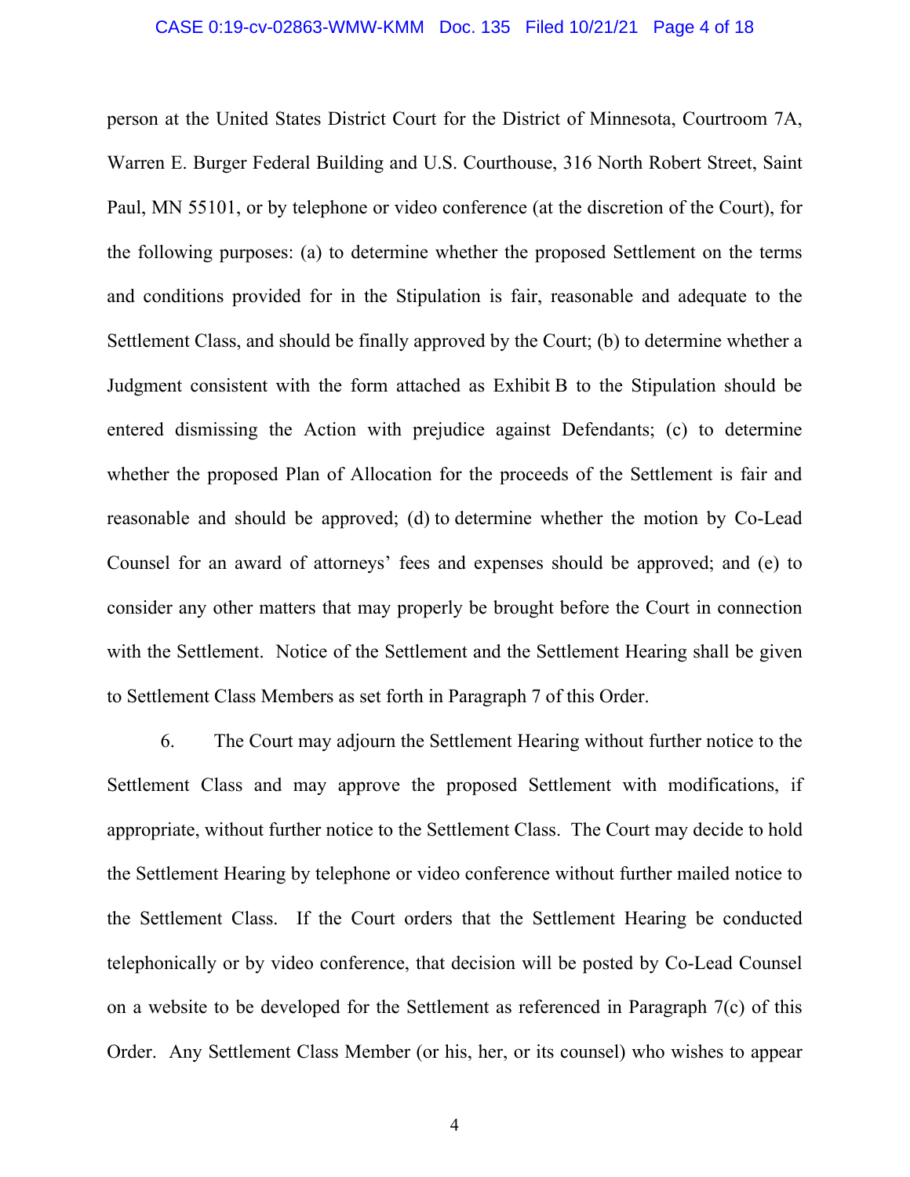person at the United States District Court for the District of Minnesota, Courtroom 7A, Warren E. Burger Federal Building and U.S. Courthouse, 316 North Robert Street, Saint Paul, MN 55101, or by telephone or video conference (at the discretion of the Court), for the following purposes: (a) to determine whether the proposed Settlement on the terms and conditions provided for in the Stipulation is fair, reasonable and adequate to the Settlement Class, and should be finally approved by the Court; (b) to determine whether a Judgment consistent with the form attached as Exhibit B to the Stipulation should be entered dismissing the Action with prejudice against Defendants; (c) to determine whether the proposed Plan of Allocation for the proceeds of the Settlement is fair and reasonable and should be approved; (d) to determine whether the motion by Co-Lead Counsel for an award of attorneys' fees and expenses should be approved; and (e) to consider any other matters that may properly be brought before the Court in connection with the Settlement. Notice of the Settlement and the Settlement Hearing shall be given to Settlement Class Members as set forth in Paragraph 7 of this Order.

6. The Court may adjourn the Settlement Hearing without further notice to the Settlement Class and may approve the proposed Settlement with modifications, if appropriate, without further notice to the Settlement Class. The Court may decide to hold the Settlement Hearing by telephone or video conference without further mailed notice to the Settlement Class. If the Court orders that the Settlement Hearing be conducted telephonically or by video conference, that decision will be posted by Co-Lead Counsel on a website to be developed for the Settlement as referenced in Paragraph 7(c) of this Order. Any Settlement Class Member (or his, her, or its counsel) who wishes to appear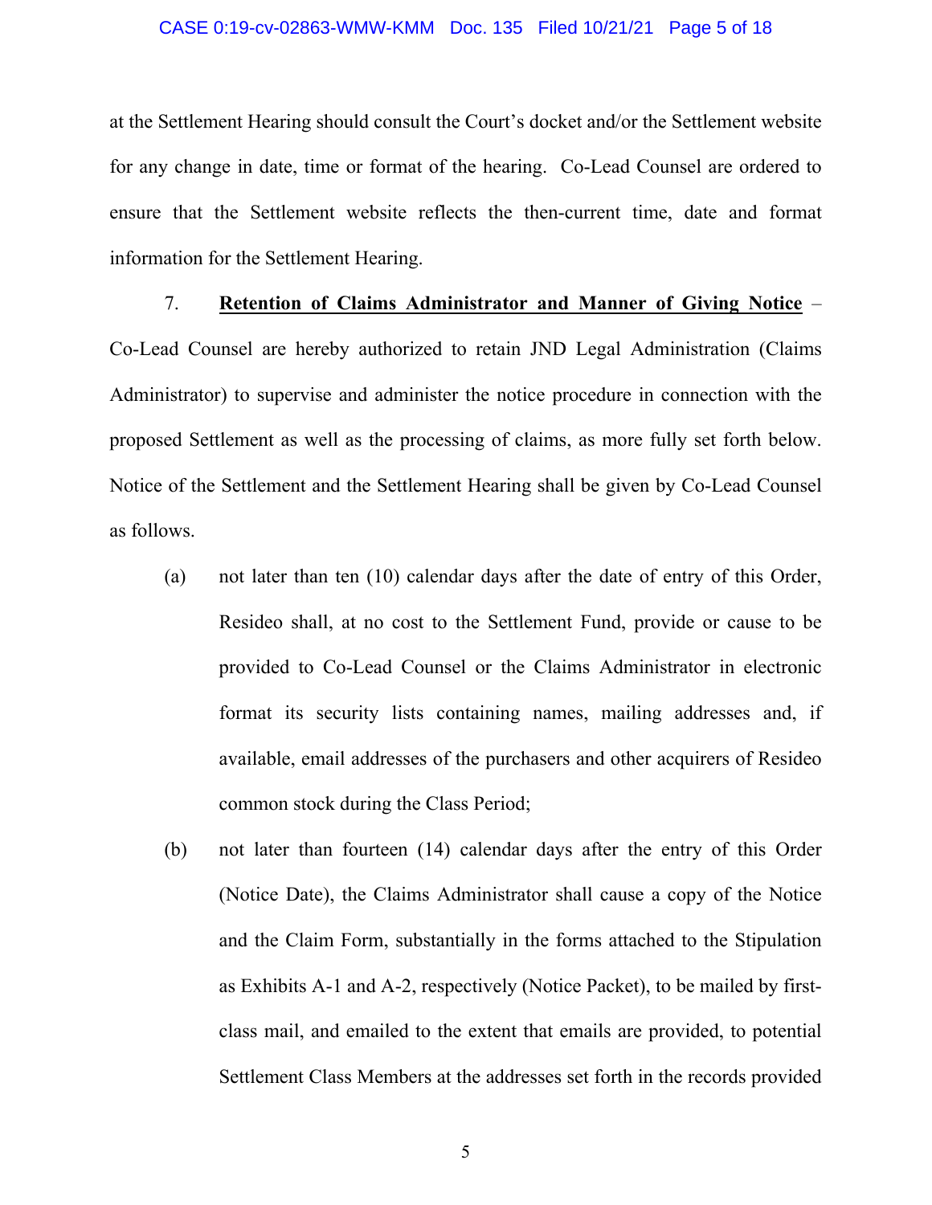at the Settlement Hearing should consult the Court's docket and/or the Settlement website for any change in date, time or format of the hearing. Co-Lead Counsel are ordered to ensure that the Settlement website reflects the then-current time, date and format information for the Settlement Hearing.

7. **Retention of Claims Administrator and Manner of Giving Notice** – Co-Lead Counsel are hereby authorized to retain JND Legal Administration (Claims Administrator) to supervise and administer the notice procedure in connection with the proposed Settlement as well as the processing of claims, as more fully set forth below. Notice of the Settlement and the Settlement Hearing shall be given by Co-Lead Counsel as follows.

(a) not later than ten (10) calendar days after the date of entry of this Order, Resideo shall, at no cost to the Settlement Fund, provide or cause to be provided to Co-Lead Counsel or the Claims Administrator in electronic format its security lists containing names, mailing addresses and, if available, email addresses of the purchasers and other acquirers of Resideo common stock during the Class Period;

(b) not later than fourteen (14) calendar days after the entry of this Order (Notice Date), the Claims Administrator shall cause a copy of the Notice and the Claim Form, substantially in the forms attached to the Stipulation as Exhibits A-1 and A-2, respectively (Notice Packet), to be mailed by first-class mail, and emailed to the extent that emails are provided, to potential Settlement Class Members at the addresses set forth in the records provided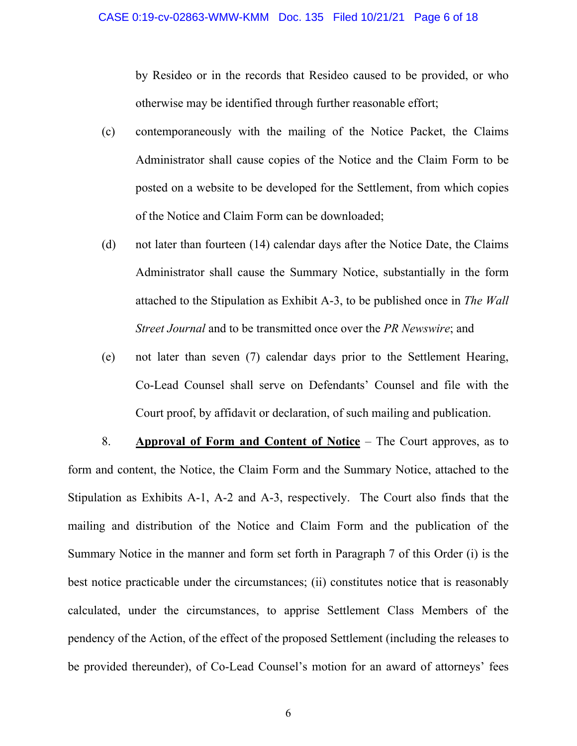by Resideo or in the records that Resideo caused to be provided, or who otherwise may be identified through further reasonable effort;

(c) contemporaneously with the mailing of the Notice Packet, the Claims Administrator shall cause copies of the Notice and the Claim Form to be posted on a website to be developed for the Settlement, from which copies of the Notice and Claim Form can be downloaded;

(d) not later than fourteen (14) calendar days after the Notice Date, the Claims Administrator shall cause the Summary Notice, substantially in the form attached to the Stipulation as Exhibit A-3, to be published once in *The Wall Street Journal* and to be transmitted once over the *PR Newswire*; and

(e) not later than seven (7) calendar days prior to the Settlement Hearing, Co-Lead Counsel shall serve on Defendants' Counsel and file with the Court proof, by affidavit or declaration, of such mailing and publication.

8. **Approval of Form and Content of Notice** – The Court approves, as to form and content, the Notice, the Claim Form and the Summary Notice, attached to the Stipulation as Exhibits A-1, A-2 and A-3, respectively. The Court also finds that the mailing and distribution of the Notice and Claim Form and the publication of the Summary Notice in the manner and form set forth in Paragraph 7 of this Order (i) is the best notice practicable under the circumstances; (ii) constitutes notice that is reasonably calculated, under the circumstances, to apprise Settlement Class Members of the pendency of the Action, of the effect of the proposed Settlement (including the releases to be provided thereunder), of Co-Lead Counsel's motion for an award of attorneys' fees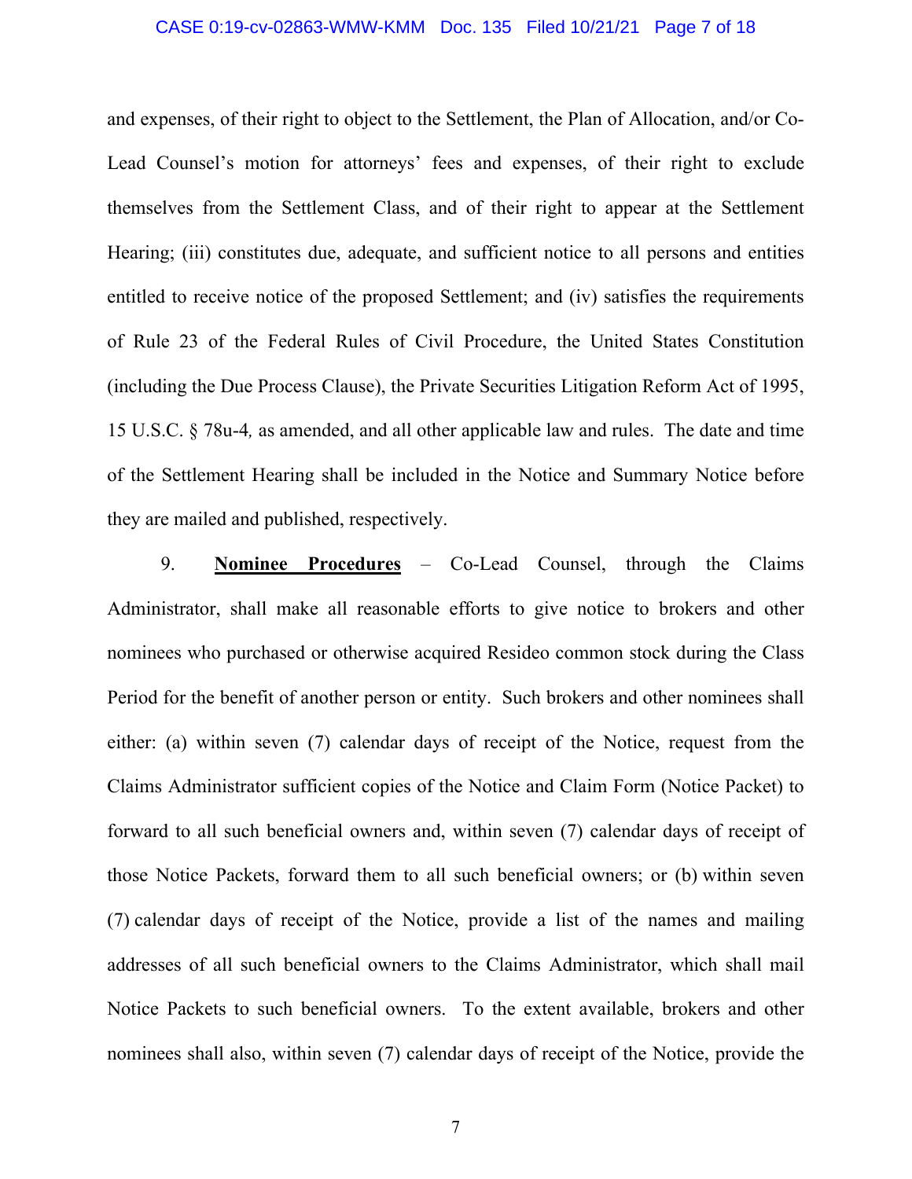and expenses, of their right to object to the Settlement, the Plan of Allocation, and/or Co-Lead Counsel's motion for attorneys' fees and expenses, of their right to exclude themselves from the Settlement Class, and of their right to appear at the Settlement Hearing; (iii) constitutes due, adequate, and sufficient notice to all persons and entities entitled to receive notice of the proposed Settlement; and (iv) satisfies the requirements of Rule 23 of the Federal Rules of Civil Procedure, the United States Constitution (including the Due Process Clause), the Private Securities Litigation Reform Act of 1995, 15 U.S.C. § 78u-4*,* as amended, and all other applicable law and rules. The date and time of the Settlement Hearing shall be included in the Notice and Summary Notice before they are mailed and published, respectively.

9. **Nominee Procedures** – Co-Lead Counsel, through the Claims Administrator, shall make all reasonable efforts to give notice to brokers and other nominees who purchased or otherwise acquired Resideo common stock during the Class Period for the benefit of another person or entity. Such brokers and other nominees shall either: (a) within seven (7) calendar days of receipt of the Notice, request from the Claims Administrator sufficient copies of the Notice and Claim Form (Notice Packet) to forward to all such beneficial owners and, within seven (7) calendar days of receipt of those Notice Packets, forward them to all such beneficial owners; or (b) within seven (7) calendar days of receipt of the Notice, provide a list of the names and mailing addresses of all such beneficial owners to the Claims Administrator, which shall mail Notice Packets to such beneficial owners. To the extent available, brokers and other nominees shall also, within seven (7) calendar days of receipt of the Notice, provide the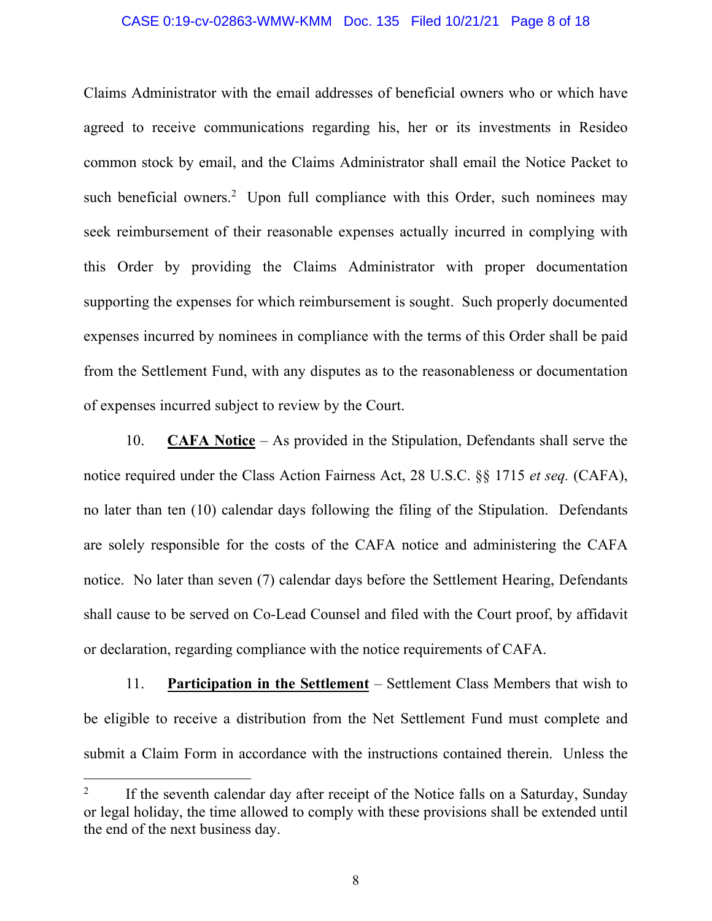Claims Administrator with the email addresses of beneficial owners who or which have agreed to receive communications regarding his, her or its investments in Resideo common stock by email, and the Claims Administrator shall email the Notice Packet to such beneficial owners.[2] Upon full compliance with this Order, such nominees may seek reimbursement of their reasonable expenses actually incurred in complying with this Order by providing the Claims Administrator with proper documentation supporting the expenses for which reimbursement is sought. Such properly documented expenses incurred by nominees in compliance with the terms of this Order shall be paid from the Settlement Fund, with any disputes as to the reasonableness or documentation of expenses incurred subject to review by the Court.

10. **CAFA Notice** – As provided in the Stipulation, Defendants shall serve the notice required under the Class Action Fairness Act, 28 U.S.C. §§ 1715 *et seq.* (CAFA), no later than ten (10) calendar days following the filing of the Stipulation. Defendants are solely responsible for the costs of the CAFA notice and administering the CAFA notice. No later than seven (7) calendar days before the Settlement Hearing, Defendants shall cause to be served on Co-Lead Counsel and filed with the Court proof, by affidavit or declaration, regarding compliance with the notice requirements of CAFA.

11. **Participation in the Settlement** – Settlement Class Members that wish to be eligible to receive a distribution from the Net Settlement Fund must complete and submit a Claim Form in accordance with the instructions contained therein. Unless the

---

[2] If the seventh calendar day after receipt of the Notice falls on a Saturday, Sunday or legal holiday, the time allowed to comply with these provisions shall be extended until the end of the next business day.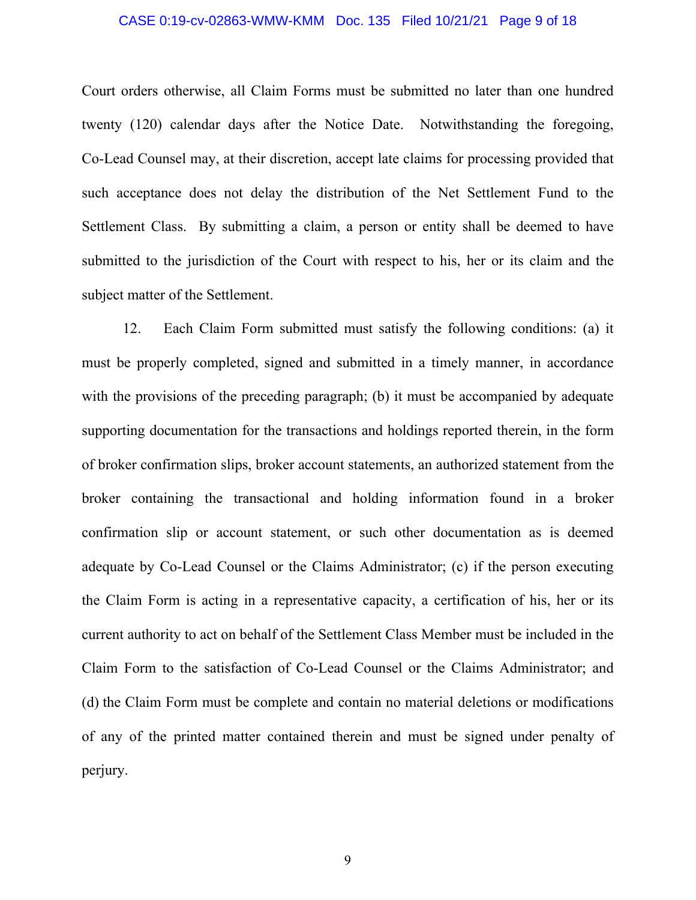Court orders otherwise, all Claim Forms must be submitted no later than one hundred twenty (120) calendar days after the Notice Date. Notwithstanding the foregoing, Co-Lead Counsel may, at their discretion, accept late claims for processing provided that such acceptance does not delay the distribution of the Net Settlement Fund to the Settlement Class. By submitting a claim, a person or entity shall be deemed to have submitted to the jurisdiction of the Court with respect to his, her or its claim and the subject matter of the Settlement.

12. Each Claim Form submitted must satisfy the following conditions: (a) it must be properly completed, signed and submitted in a timely manner, in accordance with the provisions of the preceding paragraph; (b) it must be accompanied by adequate supporting documentation for the transactions and holdings reported therein, in the form of broker confirmation slips, broker account statements, an authorized statement from the broker containing the transactional and holding information found in a broker confirmation slip or account statement, or such other documentation as is deemed adequate by Co-Lead Counsel or the Claims Administrator; (c) if the person executing the Claim Form is acting in a representative capacity, a certification of his, her or its current authority to act on behalf of the Settlement Class Member must be included in the Claim Form to the satisfaction of Co-Lead Counsel or the Claims Administrator; and (d) the Claim Form must be complete and contain no material deletions or modifications of any of the printed matter contained therein and must be signed under penalty of perjury.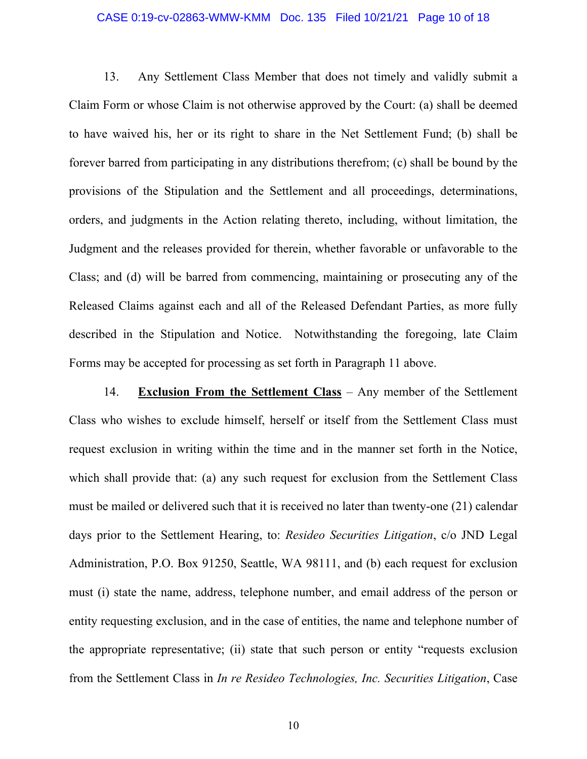13. Any Settlement Class Member that does not timely and validly submit a Claim Form or whose Claim is not otherwise approved by the Court: (a) shall be deemed to have waived his, her or its right to share in the Net Settlement Fund; (b) shall be forever barred from participating in any distributions therefrom; (c) shall be bound by the provisions of the Stipulation and the Settlement and all proceedings, determinations, orders, and judgments in the Action relating thereto, including, without limitation, the Judgment and the releases provided for therein, whether favorable or unfavorable to the Class; and (d) will be barred from commencing, maintaining or prosecuting any of the Released Claims against each and all of the Released Defendant Parties, as more fully described in the Stipulation and Notice. Notwithstanding the foregoing, late Claim Forms may be accepted for processing as set forth in Paragraph 11 above.

14. **Exclusion From the Settlement Class** – Any member of the Settlement Class who wishes to exclude himself, herself or itself from the Settlement Class must request exclusion in writing within the time and in the manner set forth in the Notice, which shall provide that: (a) any such request for exclusion from the Settlement Class must be mailed or delivered such that it is received no later than twenty-one (21) calendar days prior to the Settlement Hearing, to: *Resideo Securities Litigation*, c/o JND Legal Administration, P.O. Box 91250, Seattle, WA 98111, and (b) each request for exclusion must (i) state the name, address, telephone number, and email address of the person or entity requesting exclusion, and in the case of entities, the name and telephone number of the appropriate representative; (ii) state that such person or entity "requests exclusion from the Settlement Class in *In re Resideo Technologies, Inc. Securities Litigation*, Case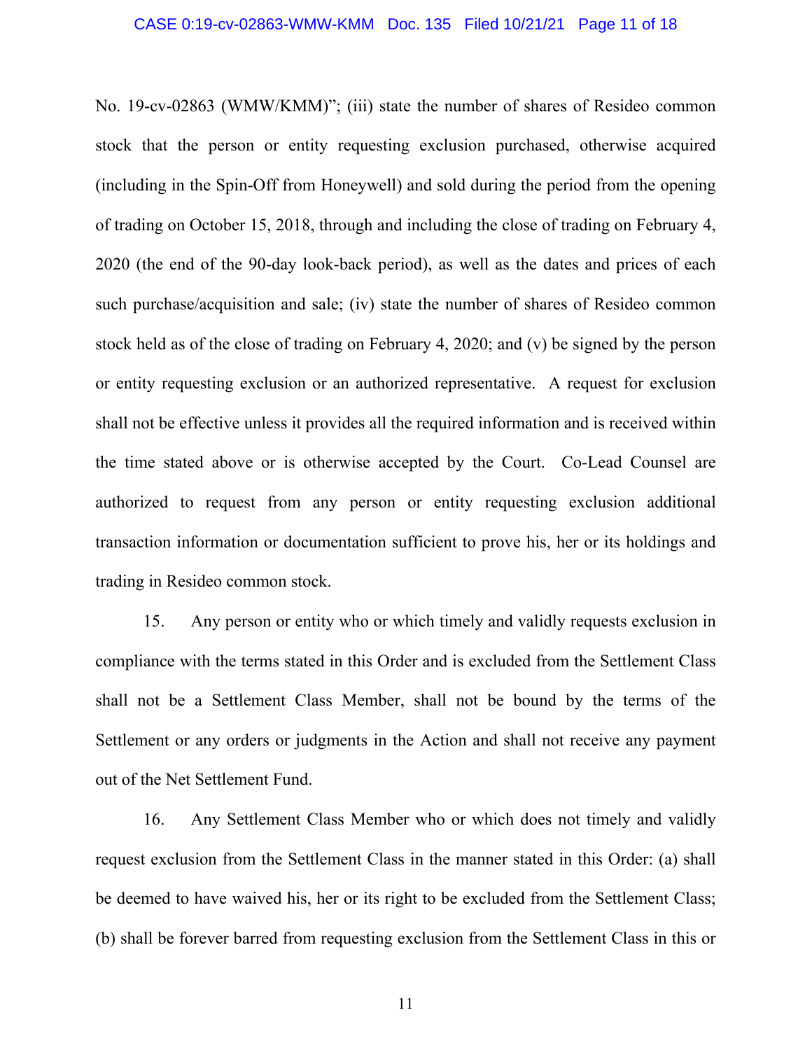No. 19-cv-02863 (WMW/KMM)"; (iii) state the number of shares of Resideo common stock that the person or entity requesting exclusion purchased, otherwise acquired (including in the Spin-Off from Honeywell) and sold during the period from the opening of trading on October 15, 2018, through and including the close of trading on February 4, 2020 (the end of the 90-day look-back period), as well as the dates and prices of each such purchase/acquisition and sale; (iv) state the number of shares of Resideo common stock held as of the close of trading on February 4, 2020; and (v) be signed by the person or entity requesting exclusion or an authorized representative. A request for exclusion shall not be effective unless it provides all the required information and is received within the time stated above or is otherwise accepted by the Court. Co-Lead Counsel are authorized to request from any person or entity requesting exclusion additional transaction information or documentation sufficient to prove his, her or its holdings and trading in Resideo common stock.

15. Any person or entity who or which timely and validly requests exclusion in compliance with the terms stated in this Order and is excluded from the Settlement Class shall not be a Settlement Class Member, shall not be bound by the terms of the Settlement or any orders or judgments in the Action and shall not receive any payment out of the Net Settlement Fund.

16. Any Settlement Class Member who or which does not timely and validly request exclusion from the Settlement Class in the manner stated in this Order: (a) shall be deemed to have waived his, her or its right to be excluded from the Settlement Class; (b) shall be forever barred from requesting exclusion from the Settlement Class in this or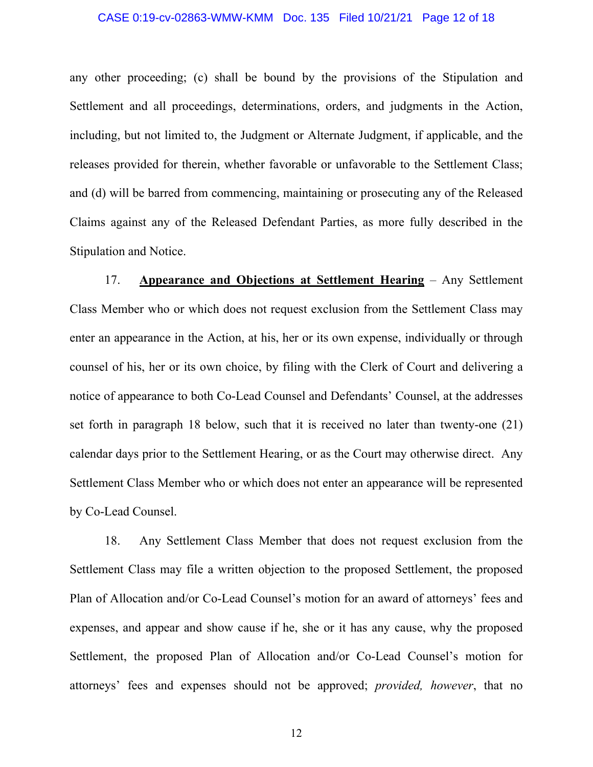any other proceeding; (c) shall be bound by the provisions of the Stipulation and Settlement and all proceedings, determinations, orders, and judgments in the Action, including, but not limited to, the Judgment or Alternate Judgment, if applicable, and the releases provided for therein, whether favorable or unfavorable to the Settlement Class; and (d) will be barred from commencing, maintaining or prosecuting any of the Released Claims against any of the Released Defendant Parties, as more fully described in the Stipulation and Notice.

17. **Appearance and Objections at Settlement Hearing** – Any Settlement Class Member who or which does not request exclusion from the Settlement Class may enter an appearance in the Action, at his, her or its own expense, individually or through counsel of his, her or its own choice, by filing with the Clerk of Court and delivering a notice of appearance to both Co-Lead Counsel and Defendants' Counsel, at the addresses set forth in paragraph 18 below, such that it is received no later than twenty-one (21) calendar days prior to the Settlement Hearing, or as the Court may otherwise direct. Any Settlement Class Member who or which does not enter an appearance will be represented by Co-Lead Counsel.

18. Any Settlement Class Member that does not request exclusion from the Settlement Class may file a written objection to the proposed Settlement, the proposed Plan of Allocation and/or Co-Lead Counsel's motion for an award of attorneys' fees and expenses, and appear and show cause if he, she or it has any cause, why the proposed Settlement, the proposed Plan of Allocation and/or Co-Lead Counsel's motion for attorneys' fees and expenses should not be approved; *provided, however*, that no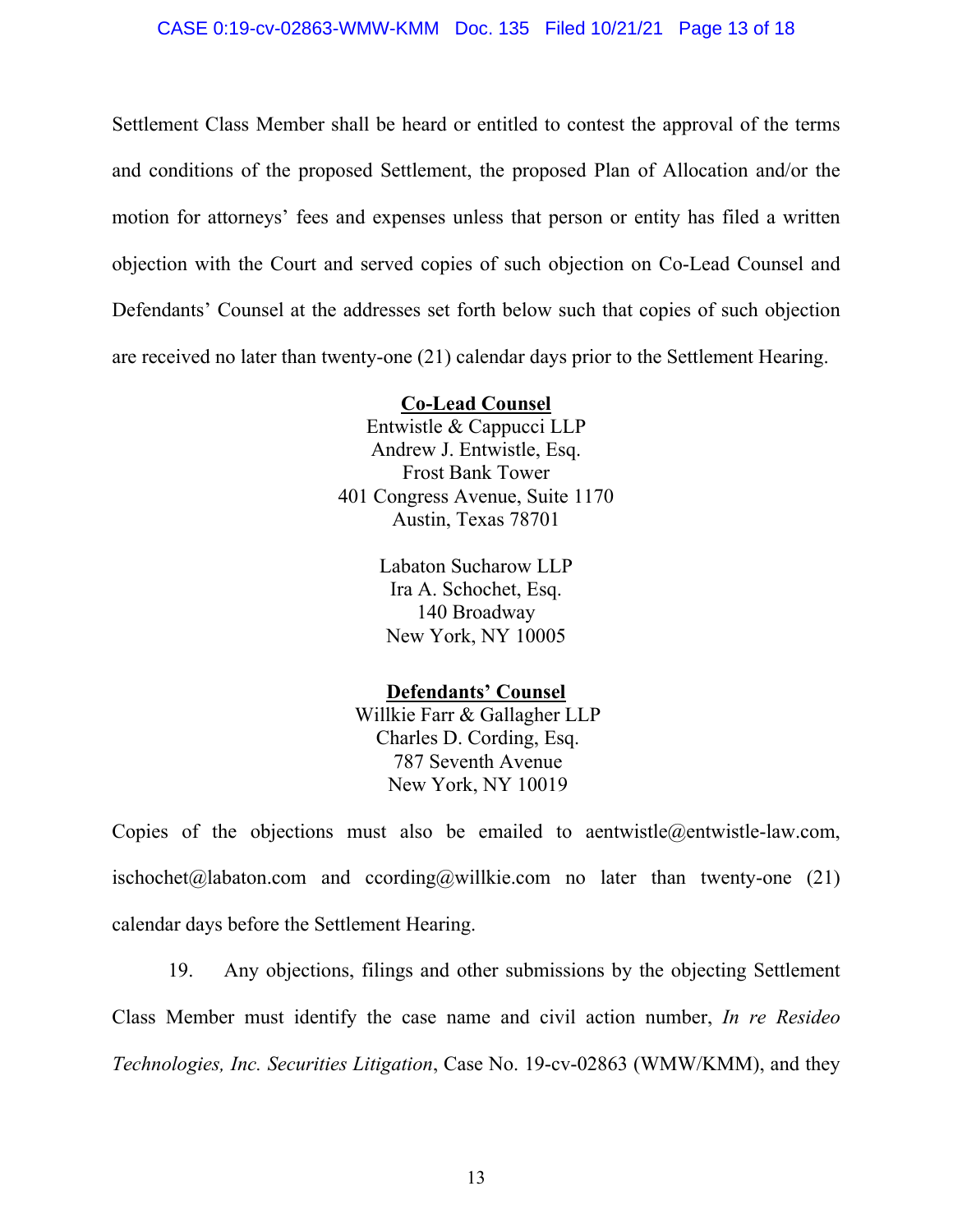Settlement Class Member shall be heard or entitled to contest the approval of the terms and conditions of the proposed Settlement, the proposed Plan of Allocation and/or the motion for attorneys' fees and expenses unless that person or entity has filed a written objection with the Court and served copies of such objection on Co-Lead Counsel and Defendants' Counsel at the addresses set forth below such that copies of such objection are received no later than twenty-one (21) calendar days prior to the Settlement Hearing.

**<u>Co-Lead Counsel</u>**
Entwistle & Cappucci LLP
Andrew J. Entwistle, Esq.
Frost Bank Tower
401 Congress Avenue, Suite 1170
Austin, Texas 78701

Labaton Sucharow LLP
Ira A. Schochet, Esq.
140 Broadway
New York, NY 10005

**<u>Defendants' Counsel</u>**
Willkie Farr & Gallagher LLP
Charles D. Cording, Esq.
787 Seventh Avenue
New York, NY 10019

Copies of the objections must also be emailed to aentwistle@entwistle-law.com, ischochet@labaton.com and ccording@willkie.com no later than twenty-one (21) calendar days before the Settlement Hearing.

19. Any objections, filings and other submissions by the objecting Settlement Class Member must identify the case name and civil action number, *In re Resideo Technologies, Inc. Securities Litigation*, Case No. 19-cv-02863 (WMW/KMM), and they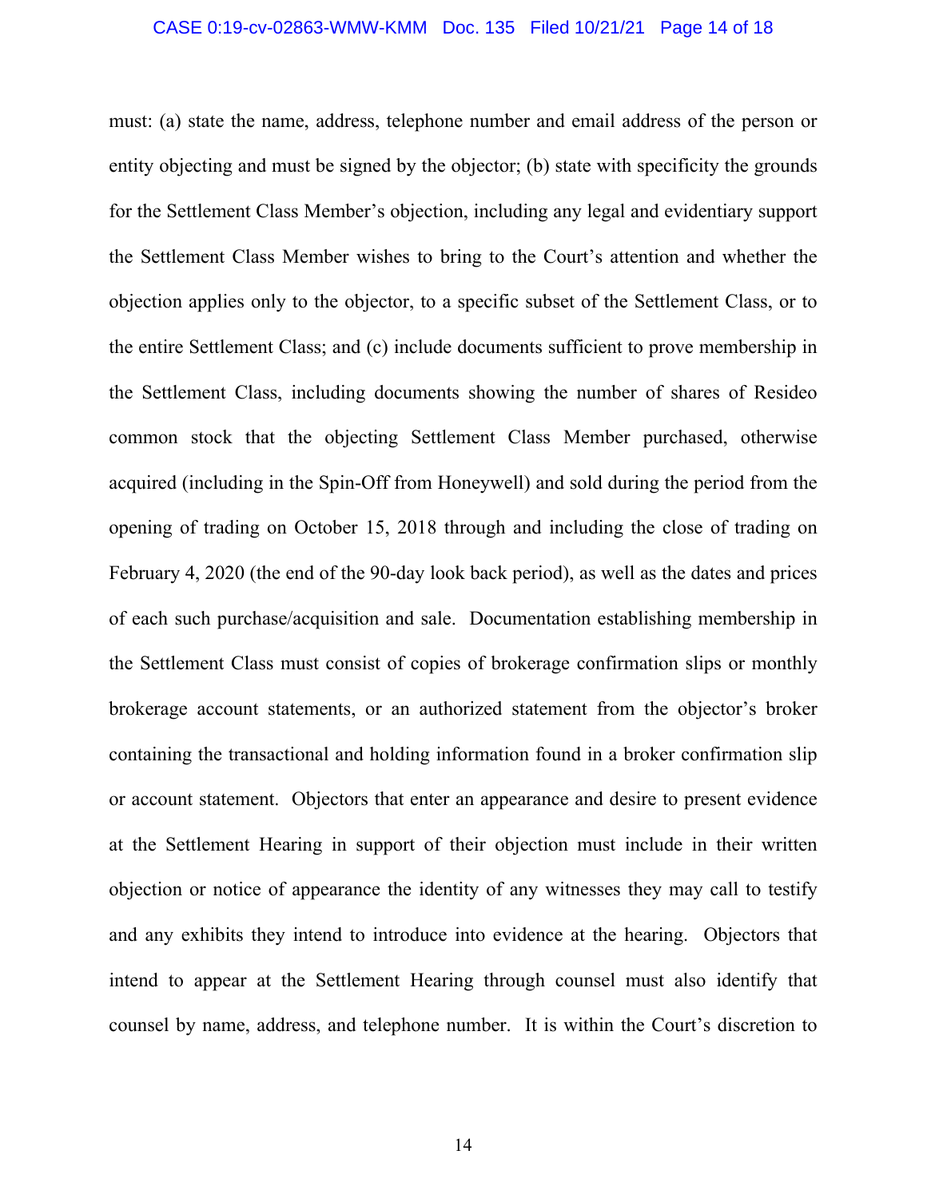must: (a) state the name, address, telephone number and email address of the person or entity objecting and must be signed by the objector; (b) state with specificity the grounds for the Settlement Class Member's objection, including any legal and evidentiary support the Settlement Class Member wishes to bring to the Court's attention and whether the objection applies only to the objector, to a specific subset of the Settlement Class, or to the entire Settlement Class; and (c) include documents sufficient to prove membership in the Settlement Class, including documents showing the number of shares of Resideo common stock that the objecting Settlement Class Member purchased, otherwise acquired (including in the Spin-Off from Honeywell) and sold during the period from the opening of trading on October 15, 2018 through and including the close of trading on February 4, 2020 (the end of the 90-day look back period), as well as the dates and prices of each such purchase/acquisition and sale. Documentation establishing membership in the Settlement Class must consist of copies of brokerage confirmation slips or monthly brokerage account statements, or an authorized statement from the objector's broker containing the transactional and holding information found in a broker confirmation slip or account statement. Objectors that enter an appearance and desire to present evidence at the Settlement Hearing in support of their objection must include in their written objection or notice of appearance the identity of any witnesses they may call to testify and any exhibits they intend to introduce into evidence at the hearing. Objectors that intend to appear at the Settlement Hearing through counsel must also identify that counsel by name, address, and telephone number. It is within the Court's discretion to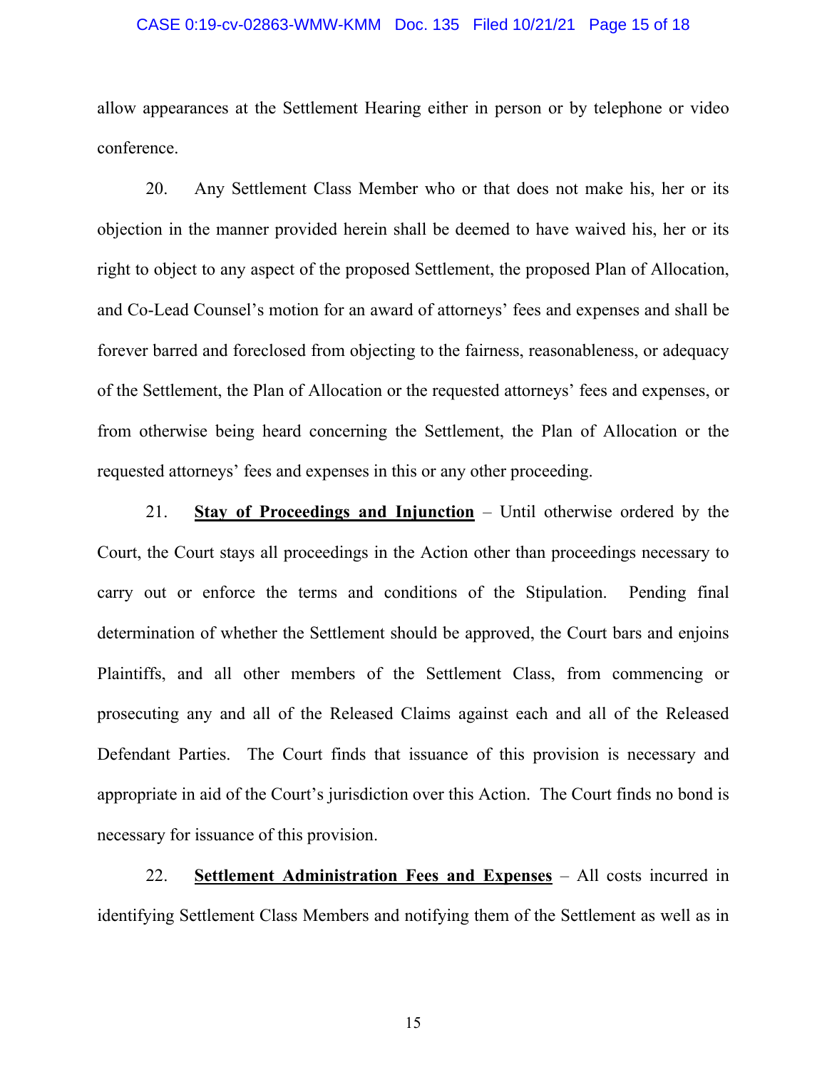allow appearances at the Settlement Hearing either in person or by telephone or video conference.

20. Any Settlement Class Member who or that does not make his, her or its objection in the manner provided herein shall be deemed to have waived his, her or its right to object to any aspect of the proposed Settlement, the proposed Plan of Allocation, and Co-Lead Counsel's motion for an award of attorneys' fees and expenses and shall be forever barred and foreclosed from objecting to the fairness, reasonableness, or adequacy of the Settlement, the Plan of Allocation or the requested attorneys' fees and expenses, or from otherwise being heard concerning the Settlement, the Plan of Allocation or the requested attorneys' fees and expenses in this or any other proceeding.

21. **Stay of Proceedings and Injunction** – Until otherwise ordered by the Court, the Court stays all proceedings in the Action other than proceedings necessary to carry out or enforce the terms and conditions of the Stipulation. Pending final determination of whether the Settlement should be approved, the Court bars and enjoins Plaintiffs, and all other members of the Settlement Class, from commencing or prosecuting any and all of the Released Claims against each and all of the Released Defendant Parties. The Court finds that issuance of this provision is necessary and appropriate in aid of the Court's jurisdiction over this Action. The Court finds no bond is necessary for issuance of this provision.

22. **Settlement Administration Fees and Expenses** – All costs incurred in identifying Settlement Class Members and notifying them of the Settlement as well as in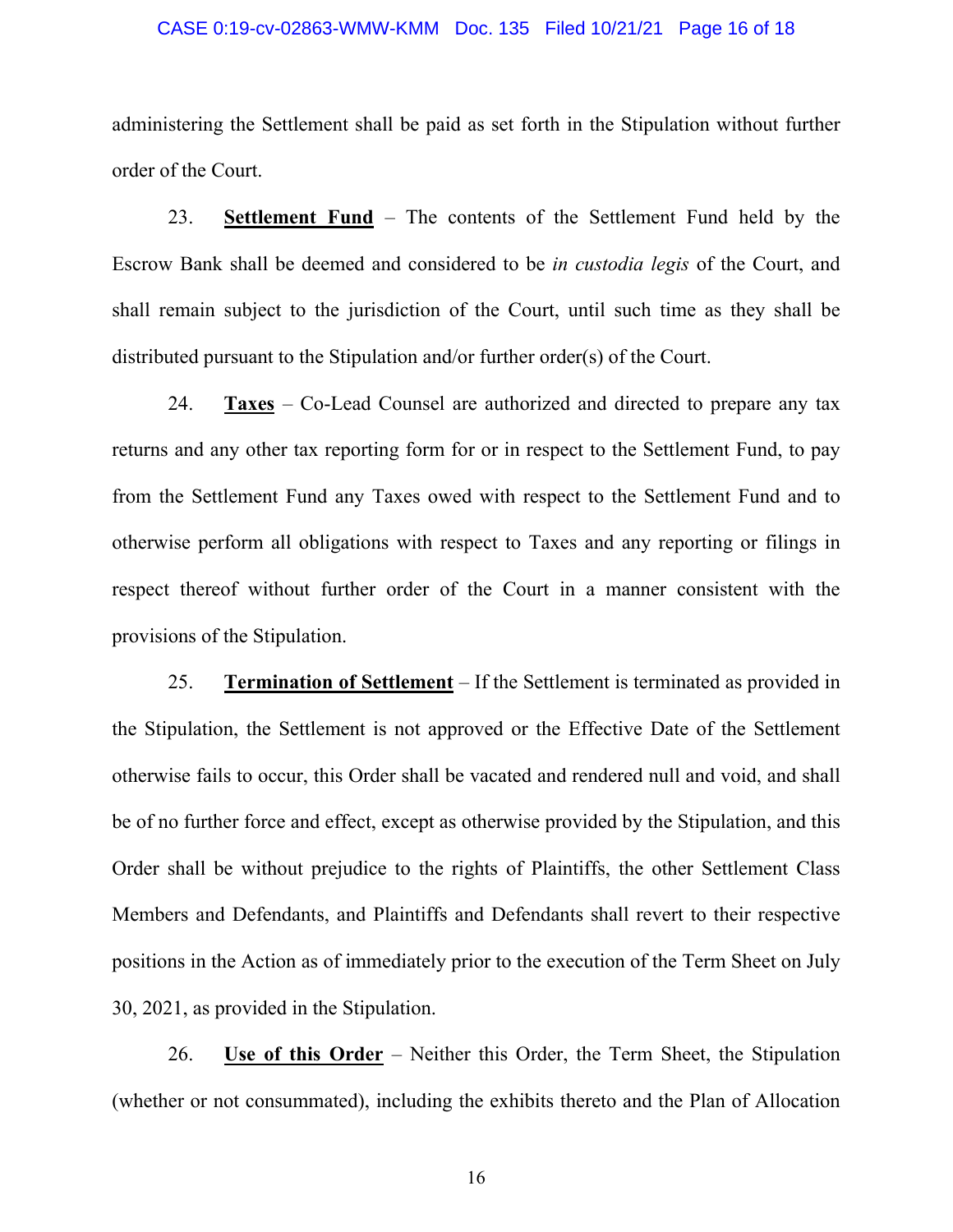administering the Settlement shall be paid as set forth in the Stipulation without further order of the Court.

23. **Settlement Fund** – The contents of the Settlement Fund held by the Escrow Bank shall be deemed and considered to be *in custodia legis* of the Court, and shall remain subject to the jurisdiction of the Court, until such time as they shall be distributed pursuant to the Stipulation and/or further order(s) of the Court.

24. **Taxes** – Co-Lead Counsel are authorized and directed to prepare any tax returns and any other tax reporting form for or in respect to the Settlement Fund, to pay from the Settlement Fund any Taxes owed with respect to the Settlement Fund and to otherwise perform all obligations with respect to Taxes and any reporting or filings in respect thereof without further order of the Court in a manner consistent with the provisions of the Stipulation.

25. **Termination of Settlement** – If the Settlement is terminated as provided in the Stipulation, the Settlement is not approved or the Effective Date of the Settlement otherwise fails to occur, this Order shall be vacated and rendered null and void, and shall be of no further force and effect, except as otherwise provided by the Stipulation, and this Order shall be without prejudice to the rights of Plaintiffs, the other Settlement Class Members and Defendants, and Plaintiffs and Defendants shall revert to their respective positions in the Action as of immediately prior to the execution of the Term Sheet on July 30, 2021, as provided in the Stipulation.

26. **Use of this Order** – Neither this Order, the Term Sheet, the Stipulation (whether or not consummated), including the exhibits thereto and the Plan of Allocation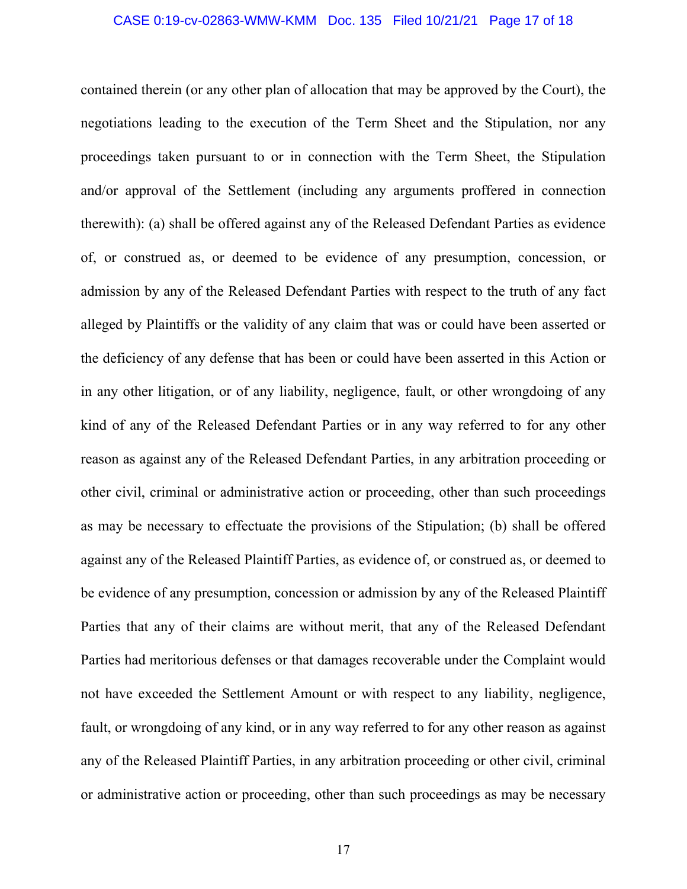contained therein (or any other plan of allocation that may be approved by the Court), the negotiations leading to the execution of the Term Sheet and the Stipulation, nor any proceedings taken pursuant to or in connection with the Term Sheet, the Stipulation and/or approval of the Settlement (including any arguments proffered in connection therewith): (a) shall be offered against any of the Released Defendant Parties as evidence of, or construed as, or deemed to be evidence of any presumption, concession, or admission by any of the Released Defendant Parties with respect to the truth of any fact alleged by Plaintiffs or the validity of any claim that was or could have been asserted or the deficiency of any defense that has been or could have been asserted in this Action or in any other litigation, or of any liability, negligence, fault, or other wrongdoing of any kind of any of the Released Defendant Parties or in any way referred to for any other reason as against any of the Released Defendant Parties, in any arbitration proceeding or other civil, criminal or administrative action or proceeding, other than such proceedings as may be necessary to effectuate the provisions of the Stipulation; (b) shall be offered against any of the Released Plaintiff Parties, as evidence of, or construed as, or deemed to be evidence of any presumption, concession or admission by any of the Released Plaintiff Parties that any of their claims are without merit, that any of the Released Defendant Parties had meritorious defenses or that damages recoverable under the Complaint would not have exceeded the Settlement Amount or with respect to any liability, negligence, fault, or wrongdoing of any kind, or in any way referred to for any other reason as against any of the Released Plaintiff Parties, in any arbitration proceeding or other civil, criminal or administrative action or proceeding, other than such proceedings as may be necessary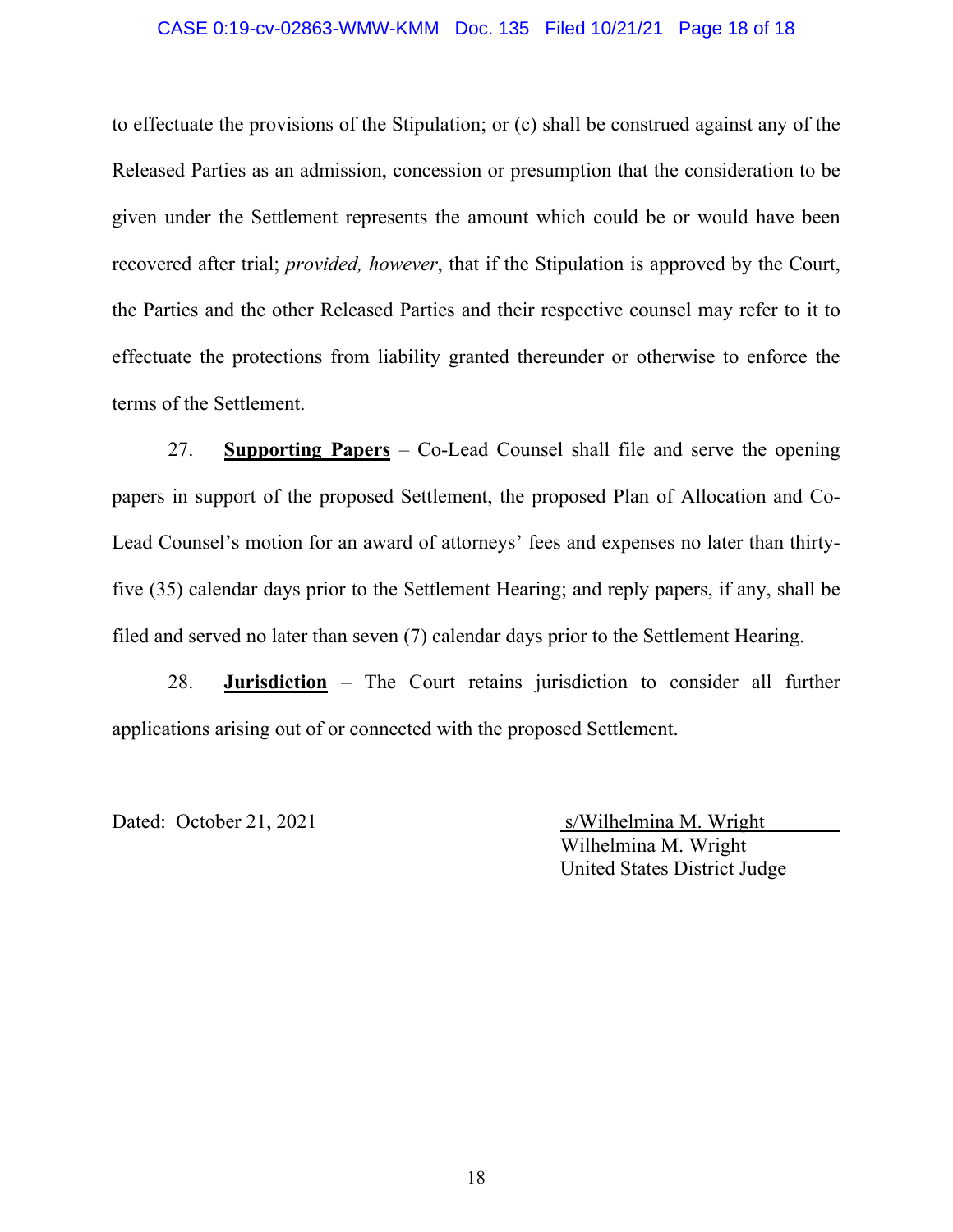to effectuate the provisions of the Stipulation; or (c) shall be construed against any of the Released Parties as an admission, concession or presumption that the consideration to be given under the Settlement represents the amount which could be or would have been recovered after trial; *provided, however*, that if the Stipulation is approved by the Court, the Parties and the other Released Parties and their respective counsel may refer to it to effectuate the protections from liability granted thereunder or otherwise to enforce the terms of the Settlement.

27. **Supporting Papers** – Co-Lead Counsel shall file and serve the opening papers in support of the proposed Settlement, the proposed Plan of Allocation and Co-Lead Counsel's motion for an award of attorneys' fees and expenses no later than thirty-five (35) calendar days prior to the Settlement Hearing; and reply papers, if any, shall be filed and served no later than seven (7) calendar days prior to the Settlement Hearing.

28. **Jurisdiction** – The Court retains jurisdiction to consider all further applications arising out of or connected with the proposed Settlement.

Dated: October 21, 2021

s/Wilhelmina M. Wright
Wilhelmina M. Wright
United States District Judge